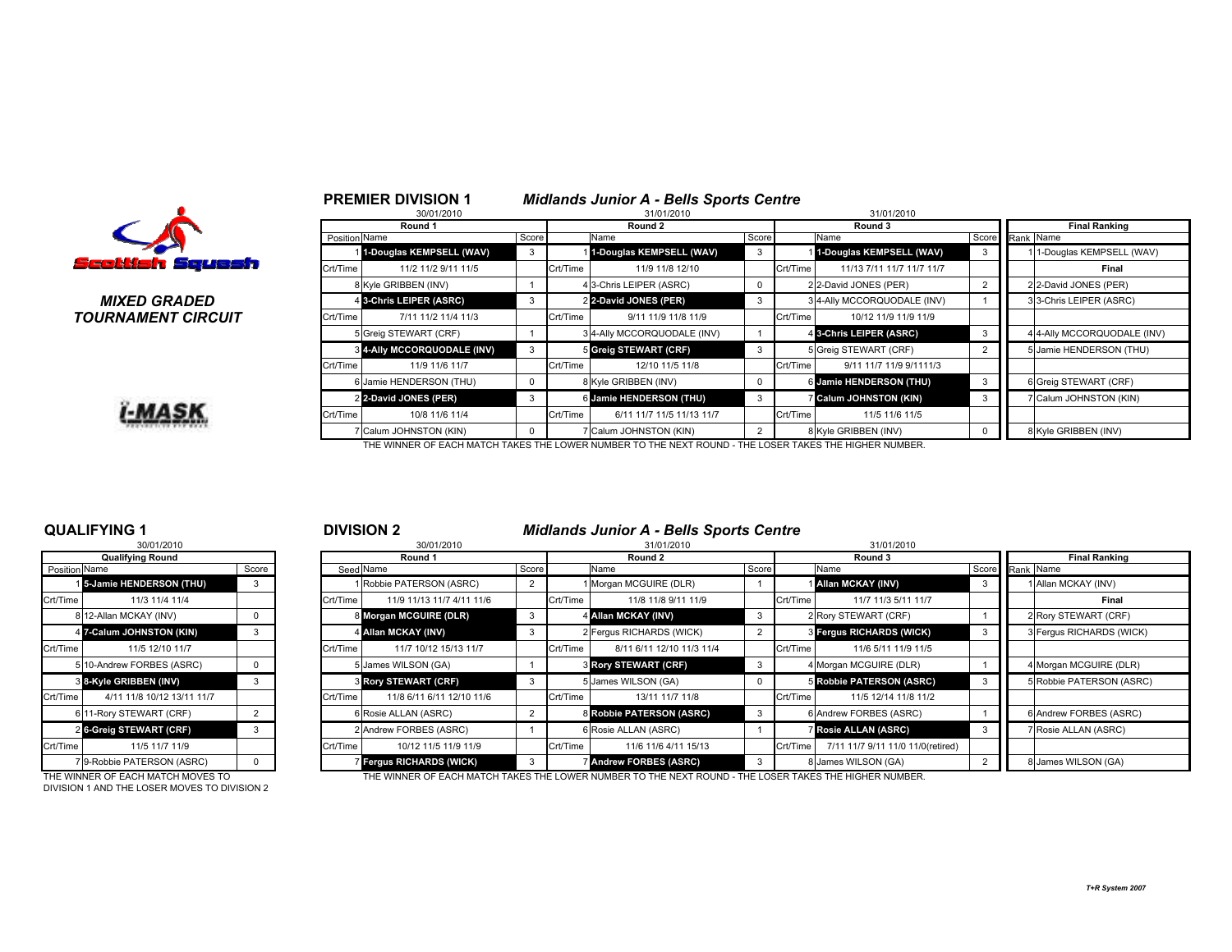Scottish Squash

*MIXED GRADED TOURNAMENT CIRCUIT*

i-MASK

## PREMIER DIVISION 1

***Midlands Junior A - Bells Sports Centre***

| | Round 1 (30/01/2010) | | | Round 2 (31/01/2010) | | | Round 3 (31/01/2010) | | | Final Ranking |
|---|---|---|---|---|---|---|---|---|---|---|
| Position | Name | Score | | Name | Score | | Name | Score | Rank | Name |
| 1 | **1-Douglas KEMPSELL (WAV)** | 3 | 1 | **1-Douglas KEMPSELL (WAV)** | 3 | 1 | **1-Douglas KEMPSELL (WAV)** | 3 | 1 | 1-Douglas KEMPSELL (WAV) |
| Crt/Time | 11/2 11/2 9/11 11/5 | | Crt/Time | 11/9 11/8 12/10 | | Crt/Time | 11/13 7/11 11/7 11/7 11/7 | | | **Final** |
| 8 | Kyle GRIBBEN (INV) | 1 | 4 | 3-Chris LEIPER (ASRC) | 0 | 2 | 2-David JONES (PER) | 2 | 2 | 2-David JONES (PER) |
| 4 | **3-Chris LEIPER (ASRC)** | 3 | 2 | **2-David JONES (PER)** | 3 | 3 | 4-Ally MCCORQUODALE (INV) | 1 | 3 | 3-Chris LEIPER (ASRC) |
| Crt/Time | 7/11 11/2 11/4 11/3 | | Crt/Time | 9/11 11/9 11/8 11/9 | | Crt/Time | 10/12 11/9 11/9 11/9 | | | |
| 5 | Greig STEWART (CRF) | 1 | 3 | 4-Ally MCCORQUODALE (INV) | 1 | 4 | **3-Chris LEIPER (ASRC)** | 3 | 4 | 4-Ally MCCORQUODALE (INV) |
| 3 | **4-Ally MCCORQUODALE (INV)** | 3 | 5 | **Greig STEWART (CRF)** | 3 | 5 | Greig STEWART (CRF) | 2 | 5 | Jamie HENDERSON (THU) |
| Crt/Time | 11/9 11/6 11/7 | | Crt/Time | 12/10 11/5 11/8 | | Crt/Time | 9/11 11/7 11/9 9/1111/3 | | | |
| 6 | Jamie HENDERSON (THU) | 0 | 8 | Kyle GRIBBEN (INV) | 0 | 6 | **Jamie HENDERSON (THU)** | 3 | 6 | Greig STEWART (CRF) |
| 2 | **2-David JONES (PER)** | 3 | 6 | **Jamie HENDERSON (THU)** | 3 | 7 | **Calum JOHNSTON (KIN)** | 3 | 7 | Calum JOHNSTON (KIN) |
| Crt/Time | 10/8 11/6 11/4 | | Crt/Time | 6/11 11/7 11/5 11/13 11/7 | | Crt/Time | 11/5 11/6 11/5 | | | |
| 7 | Calum JOHNSTON (KIN) | 0 | 7 | Calum JOHNSTON (KIN) | 2 | 8 | Kyle GRIBBEN (INV) | 0 | 8 | Kyle GRIBBEN (INV) |

THE WINNER OF EACH MATCH TAKES THE LOWER NUMBER TO THE NEXT ROUND - THE LOSER TAKES THE HIGHER NUMBER.

## QUALIFYING 1

30/01/2010

| Qualifying Round | | |
|---|---|---|
| Position | Name | Score |
| 1 | **5-Jamie HENDERSON (THU)** | 3 |
| Crt/Time | 11/3 11/4 11/4 | |
| 8 | 12-Allan MCKAY (INV) | 0 |
| 4 | **7-Calum JOHNSTON (KIN)** | 3 |
| Crt/Time | 11/5 12/10 11/7 | |
| 5 | 10-Andrew FORBES (ASRC) | 0 |
| 3 | **8-Kyle GRIBBEN (INV)** | 3 |
| Crt/Time | 4/11 11/8 10/12 13/11 11/7 | |
| 6 | 11-Rory STEWART (CRF) | 2 |
| 2 | **6-Greig STEWART (CRF)** | 3 |
| Crt/Time | 11/5 11/7 11/9 | |
| 7 | 9-Robbie PATERSON (ASRC) | 0 |

THE WINNER OF EACH MATCH MOVES TO DIVISION 1 AND THE LOSER MOVES TO DIVISION 2

## DIVISION 2

***Midlands Junior A - Bells Sports Centre***

| | Round 1 (30/01/2010) | | | Round 2 (31/01/2010) | | | Round 3 (31/01/2010) | | | Final Ranking |
|---|---|---|---|---|---|---|---|---|---|---|
| Seed | Name | Score | | Name | Score | | Name | Score | Rank | Name |
| 1 | Robbie PATERSON (ASRC) | 2 | 1 | Morgan MCGUIRE (DLR) | 1 | 1 | **Allan MCKAY (INV)** | 3 | 1 | Allan MCKAY (INV) |
| Crt/Time | 11/9 11/13 11/7 4/11 11/6 | | Crt/Time | 11/8 11/8 9/11 11/9 | | Crt/Time | 11/7 11/3 5/11 11/7 | | | **Final** |
| 8 | **Morgan MCGUIRE (DLR)** | 3 | 4 | **Allan MCKAY (INV)** | 3 | 2 | Rory STEWART (CRF) | 1 | 2 | Rory STEWART (CRF) |
| 4 | **Allan MCKAY (INV)** | 3 | 2 | Fergus RICHARDS (WICK) | 2 | 3 | **Fergus RICHARDS (WICK)** | 3 | 3 | Fergus RICHARDS (WICK) |
| Crt/Time | 11/7 10/12 15/13 11/7 | | Crt/Time | 8/11 6/11 12/10 11/3 11/4 | | Crt/Time | 11/6 5/11 11/9 11/5 | | | |
| 5 | James WILSON (GA) | 1 | 3 | **Rory STEWART (CRF)** | 3 | 4 | Morgan MCGUIRE (DLR) | 1 | 4 | Morgan MCGUIRE (DLR) |
| 3 | **Rory STEWART (CRF)** | 3 | 5 | James WILSON (GA) | 0 | 5 | **Robbie PATERSON (ASRC)** | 3 | 5 | Robbie PATERSON (ASRC) |
| Crt/Time | 11/8 6/11 6/11 12/10 11/6 | | Crt/Time | 13/11 11/7 11/8 | | Crt/Time | 11/5 12/14 11/8 11/2 | | | |
| 6 | Rosie ALLAN (ASRC) | 2 | 8 | **Robbie PATERSON (ASRC)** | 3 | 6 | Andrew FORBES (ASRC) | 1 | 6 | Andrew FORBES (ASRC) |
| 2 | Andrew FORBES (ASRC) | 1 | 6 | Rosie ALLAN (ASRC) | 1 | 7 | **Rosie ALLAN (ASRC)** | 3 | 7 | Rosie ALLAN (ASRC) |
| Crt/Time | 10/12 11/5 11/9 11/9 | | Crt/Time | 11/6 11/6 4/11 15/13 | | Crt/Time | 7/11 11/7 9/11 11/0 11/0(retired) | | | |
| 7 | **Fergus RICHARDS (WICK)** | 3 | 7 | **Andrew FORBES (ASRC)** | 3 | 8 | James WILSON (GA) | 2 | 8 | James WILSON (GA) |

THE WINNER OF EACH MATCH TAKES THE LOWER NUMBER TO THE NEXT ROUND - THE LOSER TAKES THE HIGHER NUMBER.

*T+R System 2007*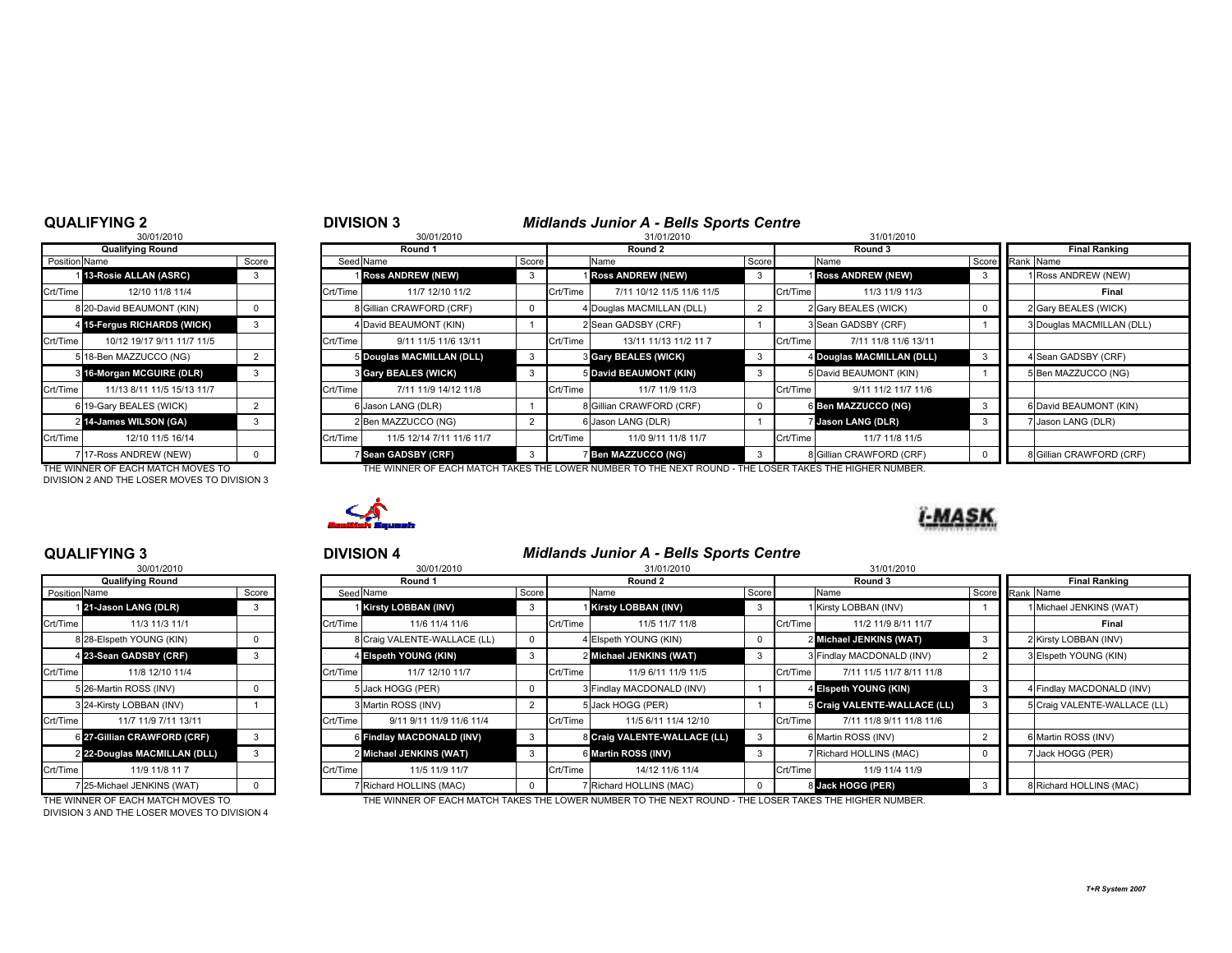## QUALIFYING 2

30/01/2010

| Position | Qualifying Round Name | Score |
|---|---|---|
| 1 | **13-Rosie ALLAN (ASRC)** | 3 |
| Crt/Time | 12/10 11/8 11/4 | |
| 8 | 20-David BEAUMONT (KIN) | 0 |
| 4 | **15-Fergus RICHARDS (WICK)** | 3 |
| Crt/Time | 10/12 19/17 9/11 11/7 11/5 | |
| 5 | 18-Ben MAZZUCCO (NG) | 2 |
| 3 | **16-Morgan MCGUIRE (DLR)** | 3 |
| Crt/Time | 11/13 8/11 11/5 15/13 11/7 | |
| 6 | 19-Gary BEALES (WICK) | 2 |
| 2 | **14-James WILSON (GA)** | 3 |
| Crt/Time | 12/10 11/5 16/14 | |
| 7 | 17-Ross ANDREW (NEW) | 0 |

THE WINNER OF EACH MATCH MOVES TO DIVISION 2 AND THE LOSER MOVES TO DIVISION 3

## DIVISION 3

### *Midlands Junior A - Bells Sports Centre*

| Seed | Round 1 (30/01/2010) Name | Score | | Round 2 (31/01/2010) Name | Score | | Round 3 (31/01/2010) Name | Score | Rank | Final Ranking Name |
|---|---|---|---|---|---|---|---|---|---|---|
| 1 | **Ross ANDREW (NEW)** | 3 | 1 | **Ross ANDREW (NEW)** | 3 | 1 | **Ross ANDREW (NEW)** | 3 | 1 | Ross ANDREW (NEW) |
| Crt/Time | 11/7 12/10 11/2 | | Crt/Time | 7/11 10/12 11/5 11/6 11/5 | | Crt/Time | 11/3 11/9 11/3 | | | **Final** |
| 8 | Gillian CRAWFORD (CRF) | 0 | 4 | Douglas MACMILLAN (DLL) | 2 | 2 | Gary BEALES (WICK) | 0 | 2 | Gary BEALES (WICK) |
| 4 | David BEAUMONT (KIN) | 1 | 2 | Sean GADSBY (CRF) | 1 | 3 | Sean GADSBY (CRF) | 1 | 3 | Douglas MACMILLAN (DLL) |
| Crt/Time | 9/11 11/5 11/6 13/11 | | Crt/Time | 13/11 11/13 11/2 11 7 | | Crt/Time | 7/11 11/8 11/6 13/11 | | | |
| 5 | **Douglas MACMILLAN (DLL)** | 3 | 3 | **Gary BEALES (WICK)** | 3 | 4 | **Douglas MACMILLAN (DLL)** | 3 | 4 | Sean GADSBY (CRF) |
| 3 | **Gary BEALES (WICK)** | 3 | 5 | **David BEAUMONT (KIN)** | 3 | 5 | David BEAUMONT (KIN) | 1 | 5 | Ben MAZZUCCO (NG) |
| Crt/Time | 7/11 11/9 14/12 11/8 | | Crt/Time | 11/7 11/9 11/3 | | Crt/Time | 9/11 11/2 11/7 11/6 | | | |
| 6 | Jason LANG (DLR) | 1 | 8 | Gillian CRAWFORD (CRF) | 0 | 6 | **Ben MAZZUCCO (NG)** | 3 | 6 | David BEAUMONT (KIN) |
| 2 | Ben MAZZUCCO (NG) | 2 | 6 | Jason LANG (DLR) | 1 | 7 | **Jason LANG (DLR)** | 3 | 7 | Jason LANG (DLR) |
| Crt/Time | 11/5 12/14 7/11 11/6 11/7 | | Crt/Time | 11/0 9/11 11/8 11/7 | | Crt/Time | 11/7 11/8 11/5 | | | |
| 7 | **Sean GADSBY (CRF)** | 3 | 7 | **Ben MAZZUCCO (NG)** | 3 | 8 | Gillian CRAWFORD (CRF) | 0 | 8 | Gillian CRAWFORD (CRF) |

THE WINNER OF EACH MATCH TAKES THE LOWER NUMBER TO THE NEXT ROUND - THE LOSER TAKES THE HIGHER NUMBER.

## QUALIFYING 3

30/01/2010

| Position | Qualifying Round Name | Score |
|---|---|---|
| 1 | **21-Jason LANG (DLR)** | 3 |
| Crt/Time | 11/3 11/3 11/1 | |
| 8 | 28-Elspeth YOUNG (KIN) | 0 |
| 4 | **23-Sean GADSBY (CRF)** | 3 |
| Crt/Time | 11/8 12/10 11/4 | |
| 5 | 26-Martin ROSS (INV) | 0 |
| 3 | 24-Kirsty LOBBAN (INV) | 1 |
| Crt/Time | 11/7 11/9 7/11 13/11 | |
| 6 | **27-Gillian CRAWFORD (CRF)** | 3 |
| 2 | **22-Douglas MACMILLAN (DLL)** | 3 |
| Crt/Time | 11/9 11/8 11 7 | |
| 7 | 25-Michael JENKINS (WAT) | 0 |

THE WINNER OF EACH MATCH MOVES TO DIVISION 3 AND THE LOSER MOVES TO DIVISION 4

## DIVISION 4

### *Midlands Junior A - Bells Sports Centre*

| Seed | Round 1 (30/01/2010) Name | Score | | Round 2 (31/01/2010) Name | Score | | Round 3 (31/01/2010) Name | Score | Rank | Final Ranking Name |
|---|---|---|---|---|---|---|---|---|---|---|
| 1 | **Kirsty LOBBAN (INV)** | 3 | 1 | **Kirsty LOBBAN (INV)** | 3 | 1 | Kirsty LOBBAN (INV) | 1 | 1 | Michael JENKINS (WAT) |
| Crt/Time | 11/6 11/4 11/6 | | Crt/Time | 11/5 11/7 11/8 | | Crt/Time | 11/2 11/9 8/11 11/7 | | | **Final** |
| 8 | Craig VALENTE-WALLACE (LL) | 0 | 4 | Elspeth YOUNG (KIN) | 0 | 2 | **Michael JENKINS (WAT)** | 3 | 2 | Kirsty LOBBAN (INV) |
| 4 | **Elspeth YOUNG (KIN)** | 3 | 2 | **Michael JENKINS (WAT)** | 3 | 3 | Findlay MACDONALD (INV) | 2 | 3 | Elspeth YOUNG (KIN) |
| Crt/Time | 11/7 12/10 11/7 | | Crt/Time | 11/9 6/11 11/9 11/5 | | Crt/Time | 7/11 11/5 11/7 8/11 11/8 | | | |
| 5 | Jack HOGG (PER) | 0 | 3 | Findlay MACDONALD (INV) | 1 | 4 | **Elspeth YOUNG (KIN)** | 3 | 4 | Findlay MACDONALD (INV) |
| 3 | Martin ROSS (INV) | 2 | 5 | Jack HOGG (PER) | 1 | 5 | **Craig VALENTE-WALLACE (LL)** | 3 | 5 | Craig VALENTE-WALLACE (LL) |
| Crt/Time | 9/11 9/11 11/9 11/6 11/4 | | Crt/Time | 11/5 6/11 11/4 12/10 | | Crt/Time | 7/11 11/8 9/11 11/8 11/6 | | | |
| 6 | **Findlay MACDONALD (INV)** | 3 | 8 | **Craig VALENTE-WALLACE (LL)** | 3 | 6 | Martin ROSS (INV) | 2 | 6 | Martin ROSS (INV) |
| 2 | **Michael JENKINS (WAT)** | 3 | 6 | **Martin ROSS (INV)** | 3 | 7 | Richard HOLLINS (MAC) | 0 | 7 | Jack HOGG (PER) |
| Crt/Time | 11/5 11/9 11/7 | | Crt/Time | 14/12 11/6 11/4 | | Crt/Time | 11/9 11/4 11/9 | | | |
| 7 | Richard HOLLINS (MAC) | 0 | 7 | Richard HOLLINS (MAC) | 0 | 8 | **Jack HOGG (PER)** | 3 | 8 | Richard HOLLINS (MAC) |

THE WINNER OF EACH MATCH TAKES THE LOWER NUMBER TO THE NEXT ROUND - THE LOSER TAKES THE HIGHER NUMBER.

*T+R System 2007*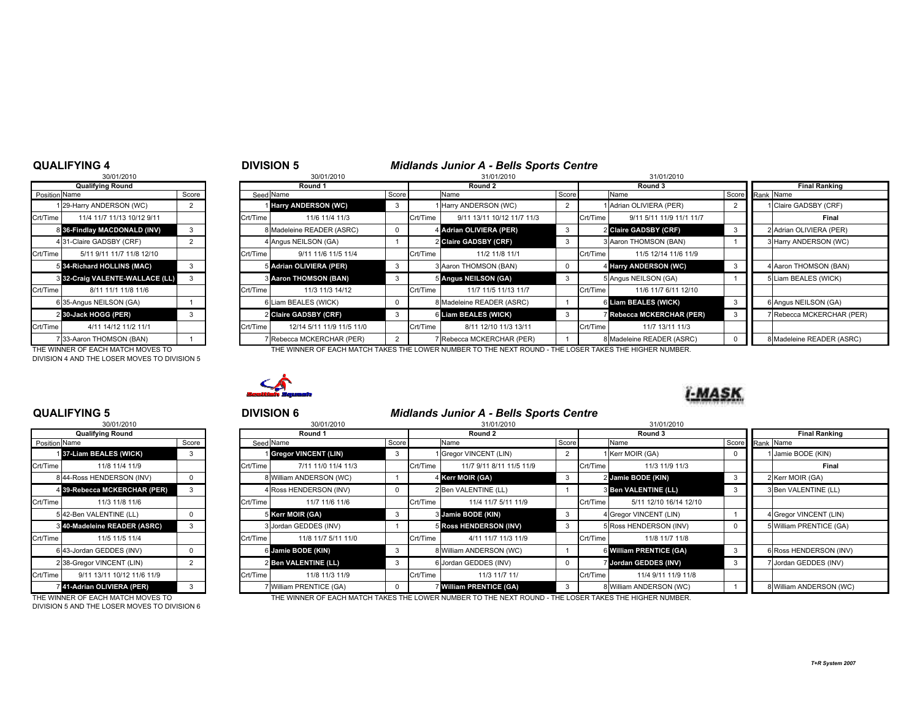## QUALIFYING 4

30/01/2010

| Position | Qualifying Round Name | Score |
|---|---|---|
| 1 | 29-Harry ANDERSON (WC) | 2 |
| Crt/Time | 11/4 11/7 11/13 10/12 9/11 | |
| 8 | **36-Findlay MACDONALD (INV)** | 3 |
| 4 | 31-Claire GADSBY (CRF) | 2 |
| Crt/Time | 5/11 9/11 11/7 11/8 12/10 | |
| 5 | **34-Richard HOLLINS (MAC)** | 3 |
| 3 | **32-Craig VALENTE-WALLACE (LL)** | 3 |
| Crt/Time | 8/11 11/1 11/8 11/6 | |
| 6 | 35-Angus NEILSON (GA) | 1 |
| 2 | **30-Jack HOGG (PER)** | 3 |
| Crt/Time | 4/11 14/12 11/2 11/1 | |
| 7 | 33-Aaron THOMSON (BAN) | 1 |

THE WINNER OF EACH MATCH MOVES TO DIVISION 4 AND THE LOSER MOVES TO DIVISION 5

## DIVISION 5

### *Midlands Junior A - Bells Sports Centre*

| Seed | Round 1 (30/01/2010) Name | Score | | Round 2 (31/01/2010) Name | Score | | Round 3 (31/01/2010) Name | Score |
|---|---|---|---|---|---|---|---|---|
| 1 | **Harry ANDERSON (WC)** | 3 | 1 | Harry ANDERSON (WC) | 2 | 1 | Adrian OLIVIERA (PER) | 2 |
| Crt/Time | 11/6 11/4 11/3 | | Crt/Time | 9/11 13/11 10/12 11/7 11/3 | | Crt/Time | 9/11 5/11 11/9 11/1 11/7 | |
| 8 | Madeleine READER (ASRC) | 0 | 4 | **Adrian OLIVIERA (PER)** | 3 | 2 | **Claire GADSBY (CRF)** | 3 |
| 4 | Angus NEILSON (GA) | 1 | 2 | **Claire GADSBY (CRF)** | 3 | 3 | Aaron THOMSON (BAN) | 1 |
| Crt/Time | 9/11 11/6 11/5 11/4 | | Crt/Time | 11/2 11/8 11/1 | | Crt/Time | 11/5 12/14 11/6 11/9 | |
| 5 | **Adrian OLIVIERA (PER)** | 3 | 3 | Aaron THOMSON (BAN) | 0 | 4 | **Harry ANDERSON (WC)** | 3 |
| 3 | **Aaron THOMSON (BAN)** | 3 | 5 | **Angus NEILSON (GA)** | 3 | 5 | Angus NEILSON (GA) | 1 |
| Crt/Time | 11/3 11/3 14/12 | | Crt/Time | 11/7 11/5 11/13 11/7 | | Crt/Time | 11/6 11/7 6/11 12/10 | |
| 6 | Liam BEALES (WICK) | 0 | 8 | Madeleine READER (ASRC) | 1 | 6 | **Liam BEALES (WICK)** | 3 |
| 2 | **Claire GADSBY (CRF)** | 3 | 6 | **Liam BEALES (WICK)** | 3 | 7 | **Rebecca MCKERCHAR (PER)** | 3 |
| Crt/Time | 12/14 5/11 11/9 11/5 11/0 | | Crt/Time | 8/11 12/10 11/3 13/11 | | Crt/Time | 11/7 13/11 11/3 | |
| 7 | Rebecca MCKERCHAR (PER) | 2 | 7 | Rebecca MCKERCHAR (PER) | 1 | 8 | Madeleine READER (ASRC) | 0 |

| Rank | Final Ranking Name |
|---|---|
| 1 | Claire GADSBY (CRF) |
| | Final |
| 2 | Adrian OLIVIERA (PER) |
| 3 | Harry ANDERSON (WC) |
| 4 | Aaron THOMSON (BAN) |
| 5 | Liam BEALES (WICK) |
| 6 | Angus NEILSON (GA) |
| 7 | Rebecca MCKERCHAR (PER) |
| 8 | Madeleine READER (ASRC) |

THE WINNER OF EACH MATCH TAKES THE LOWER NUMBER TO THE NEXT ROUND - THE LOSER TAKES THE HIGHER NUMBER.

## QUALIFYING 5

30/01/2010

| Position | Qualifying Round Name | Score |
|---|---|---|
| 1 | **37-Liam BEALES (WICK)** | 3 |
| Crt/Time | 11/8 11/4 11/9 | |
| 8 | 44-Ross HENDERSON (INV) | 0 |
| 4 | **39-Rebecca MCKERCHAR (PER)** | 3 |
| Crt/Time | 11/3 11/8 11/6 | |
| 5 | 42-Ben VALENTINE (LL) | 0 |
| 3 | **40-Madeleine READER (ASRC)** | 3 |
| Crt/Time | 11/5 11/5 11/4 | |
| 6 | 43-Jordan GEDDES (INV) | 0 |
| 2 | 38-Gregor VINCENT (LIN) | 2 |
| Crt/Time | 9/11 13/11 10/12 11/6 11/9 | |
| 7 | **41-Adrian OLIVIERA (PER)** | 3 |

THE WINNER OF EACH MATCH MOVES TO DIVISION 5 AND THE LOSER MOVES TO DIVISION 6

## DIVISION 6

### *Midlands Junior A - Bells Sports Centre*

| Seed | Round 1 (30/01/2010) Name | Score | | Round 2 (31/01/2010) Name | Score | | Round 3 (31/01/2010) Name | Score |
|---|---|---|---|---|---|---|---|---|
| 1 | **Gregor VINCENT (LIN)** | 3 | 1 | Gregor VINCENT (LIN) | 2 | 1 | Kerr MOIR (GA) | 0 |
| Crt/Time | 7/11 11/0 11/4 11/3 | | Crt/Time | 11/7 9/11 8/11 11/5 11/9 | | Crt/Time | 11/3 11/9 11/3 | |
| 8 | William ANDERSON (WC) | 1 | 4 | **Kerr MOIR (GA)** | 3 | 2 | **Jamie BODE (KIN)** | 3 |
| 4 | Ross HENDERSON (INV) | 0 | 2 | Ben VALENTINE (LL) | 1 | 3 | **Ben VALENTINE (LL)** | 3 |
| Crt/Time | 11/7 11/6 11/6 | | Crt/Time | 11/4 11/7 5/11 11/9 | | Crt/Time | 5/11 12/10 16/14 12/10 | |
| 5 | **Kerr MOIR (GA)** | 3 | 3 | **Jamie BODE (KIN)** | 3 | 4 | Gregor VINCENT (LIN) | 1 |
| 3 | Jordan GEDDES (INV) | 1 | 5 | **Ross HENDERSON (INV)** | 3 | 5 | Ross HENDERSON (INV) | 0 |
| Crt/Time | 11/8 11/7 5/11 11/0 | | Crt/Time | 4/11 11/7 11/3 11/9 | | Crt/Time | 11/8 11/7 11/8 | |
| 6 | **Jamie BODE (KIN)** | 3 | 8 | William ANDERSON (WC) | 1 | 6 | **William PRENTICE (GA)** | 3 |
| 2 | **Ben VALENTINE (LL)** | 3 | 6 | Jordan GEDDES (INV) | 0 | 7 | **Jordan GEDDES (INV)** | 3 |
| Crt/Time | 11/8 11/3 11/9 | | Crt/Time | 11/3 11/7 11/ | | Crt/Time | 11/4 9/11 11/9 11/8 | |
| 7 | William PRENTICE (GA) | 0 | 7 | **William PRENTICE (GA)** | 3 | 8 | William ANDERSON (WC) | 1 |

| Rank | Final Ranking Name |
|---|---|
| 1 | Jamie BODE (KIN) |
| | Final |
| 2 | Kerr MOIR (GA) |
| 3 | Ben VALENTINE (LL) |
| 4 | Gregor VINCENT (LIN) |
| 5 | William PRENTICE (GA) |
| 6 | Ross HENDERSON (INV) |
| 7 | Jordan GEDDES (INV) |
| 8 | William ANDERSON (WC) |

THE WINNER OF EACH MATCH TAKES THE LOWER NUMBER TO THE NEXT ROUND - THE LOSER TAKES THE HIGHER NUMBER.

*T+R System 2007*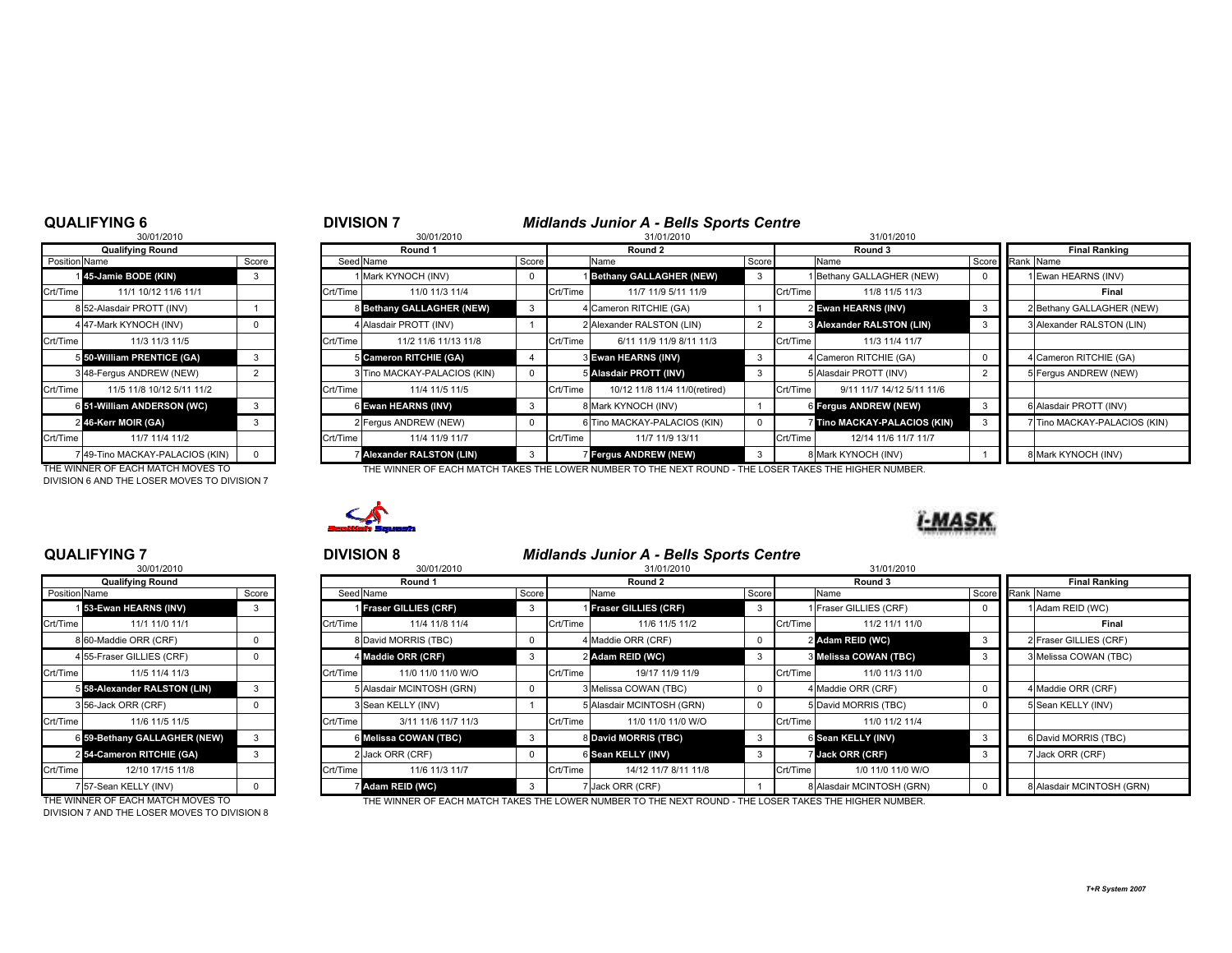## QUALIFYING 6

30/01/2010

| Qualifying Round | | |
|---|---|---|
| Position | Name | Score |
| 1 | **45-Jamie BODE (KIN)** | 3 |
| Crt/Time | 11/1 10/12 11/6 11/1 | |
| 8 | 52-Alasdair PROTT (INV) | 1 |
| 4 | 47-Mark KYNOCH (INV) | 0 |
| Crt/Time | 11/3 11/3 11/5 | |
| 5 | **50-William PRENTICE (GA)** | 3 |
| 3 | 48-Fergus ANDREW (NEW) | 2 |
| Crt/Time | 11/5 11/8 10/12 5/11 11/2 | |
| 6 | **51-William ANDERSON (WC)** | 3 |
| 2 | **46-Kerr MOIR (GA)** | 3 |
| Crt/Time | 11/7 11/4 11/2 | |
| 7 | 49-Tino MACKAY-PALACIOS (KIN) | 0 |

THE WINNER OF EACH MATCH MOVES TO DIVISION 6 AND THE LOSER MOVES TO DIVISION 7

## DIVISION 7

### *Midlands Junior A - Bells Sports Centre*

| Round 1 (30/01/2010) | | | Round 2 (31/01/2010) | | | Round 3 (31/01/2010) | | | Final Ranking | |
|---|---|---|---|---|---|---|---|---|---|---|
| Seed | Name | Score | | Name | Score | | Name | Score | Rank | Name |
| 1 | Mark KYNOCH (INV) | 0 | 1 | **Bethany GALLAGHER (NEW)** | 3 | 1 | Bethany GALLAGHER (NEW) | 0 | 1 | Ewan HEARNS (INV) |
| Crt/Time | 11/0 11/3 11/4 | | Crt/Time | 11/7 11/9 5/11 11/9 | | Crt/Time | 11/8 11/5 11/3 | | | **Final** |
| 8 | **Bethany GALLAGHER (NEW)** | 3 | 4 | Cameron RITCHIE (GA) | 1 | 2 | **Ewan HEARNS (INV)** | 3 | 2 | Bethany GALLAGHER (NEW) |
| 4 | Alasdair PROTT (INV) | 1 | 2 | Alexander RALSTON (LIN) | 2 | 3 | **Alexander RALSTON (LIN)** | 3 | 3 | Alexander RALSTON (LIN) |
| Crt/Time | 11/2 11/6 11/13 11/8 | | Crt/Time | 6/11 11/9 11/9 8/11 11/3 | | Crt/Time | 11/3 11/4 11/7 | | | |
| 5 | **Cameron RITCHIE (GA)** | 4 | 3 | **Ewan HEARNS (INV)** | 3 | 4 | Cameron RITCHIE (GA) | 0 | 4 | Cameron RITCHIE (GA) |
| 3 | Tino MACKAY-PALACIOS (KIN) | 0 | 5 | **Alasdair PROTT (INV)** | 3 | 5 | Alasdair PROTT (INV) | 2 | 5 | Fergus ANDREW (NEW) |
| Crt/Time | 11/4 11/5 11/5 | | Crt/Time | 10/12 11/8 11/4 11/0(retired) | | Crt/Time | 9/11 11/7 14/12 5/11 11/6 | | | |
| 6 | **Ewan HEARNS (INV)** | 3 | 8 | Mark KYNOCH (INV) | 1 | 6 | **Fergus ANDREW (NEW)** | 3 | 6 | Alasdair PROTT (INV) |
| 2 | Fergus ANDREW (NEW) | 0 | 6 | Tino MACKAY-PALACIOS (KIN) | 0 | 7 | **Tino MACKAY-PALACIOS (KIN)** | 3 | 7 | Tino MACKAY-PALACIOS (KIN) |
| Crt/Time | 11/4 11/9 11/7 | | Crt/Time | 11/7 11/9 13/11 | | Crt/Time | 12/14 11/6 11/7 11/7 | | | |
| 7 | **Alexander RALSTON (LIN)** | 3 | 7 | **Fergus ANDREW (NEW)** | 3 | 8 | Mark KYNOCH (INV) | 1 | 8 | Mark KYNOCH (INV) |

THE WINNER OF EACH MATCH TAKES THE LOWER NUMBER TO THE NEXT ROUND - THE LOSER TAKES THE HIGHER NUMBER.

## QUALIFYING 7

30/01/2010

| Qualifying Round | | |
|---|---|---|
| Position | Name | Score |
| 1 | **53-Ewan HEARNS (INV)** | 3 |
| Crt/Time | 11/1 11/0 11/1 | |
| 8 | 60-Maddie ORR (CRF) | 0 |
| 4 | 55-Fraser GILLIES (CRF) | 0 |
| Crt/Time | 11/5 11/4 11/3 | |
| 5 | **58-Alexander RALSTON (LIN)** | 3 |
| 3 | 56-Jack ORR (CRF) | 0 |
| Crt/Time | 11/6 11/5 11/5 | |
| 6 | **59-Bethany GALLAGHER (NEW)** | 3 |
| 2 | **54-Cameron RITCHIE (GA)** | 3 |
| Crt/Time | 12/10 17/15 11/8 | |
| 7 | 57-Sean KELLY (INV) | 0 |

THE WINNER OF EACH MATCH MOVES TO DIVISION 7 AND THE LOSER MOVES TO DIVISION 8

## DIVISION 8

### *Midlands Junior A - Bells Sports Centre*

| Round 1 (30/01/2010) | | | Round 2 (31/01/2010) | | | Round 3 (31/01/2010) | | | Final Ranking | |
|---|---|---|---|---|---|---|---|---|---|---|
| Seed | Name | Score | | Name | Score | | Name | Score | Rank | Name |
| 1 | **Fraser GILLIES (CRF)** | 3 | 1 | **Fraser GILLIES (CRF)** | 3 | 1 | Fraser GILLIES (CRF) | 0 | 1 | Adam REID (WC) |
| Crt/Time | 11/4 11/8 11/4 | | Crt/Time | 11/6 11/5 11/2 | | Crt/Time | 11/2 11/1 11/0 | | | **Final** |
| 8 | David MORRIS (TBC) | 0 | 4 | Maddie ORR (CRF) | 0 | 2 | **Adam REID (WC)** | 3 | 2 | Fraser GILLIES (CRF) |
| 4 | **Maddie ORR (CRF)** | 3 | 2 | **Adam REID (WC)** | 3 | 3 | **Melissa COWAN (TBC)** | 3 | 3 | Melissa COWAN (TBC) |
| Crt/Time | 11/0 11/0 11/0 W/O | | Crt/Time | 19/17 11/9 11/9 | | Crt/Time | 11/0 11/3 11/0 | | | |
| 5 | Alasdair MCINTOSH (GRN) | 0 | 3 | Melissa COWAN (TBC) | 0 | 4 | Maddie ORR (CRF) | 0 | 4 | Maddie ORR (CRF) |
| 3 | Sean KELLY (INV) | 1 | 5 | Alasdair MCINTOSH (GRN) | 0 | 5 | David MORRIS (TBC) | 0 | 5 | Sean KELLY (INV) |
| Crt/Time | 3/11 11/6 11/7 11/3 | | Crt/Time | 11/0 11/0 11/0 W/O | | Crt/Time | 11/0 11/2 11/4 | | | |
| 6 | **Melissa COWAN (TBC)** | 3 | 8 | **David MORRIS (TBC)** | 3 | 6 | **Sean KELLY (INV)** | 3 | 6 | David MORRIS (TBC) |
| 2 | Jack ORR (CRF) | 0 | 6 | **Sean KELLY (INV)** | 3 | 7 | **Jack ORR (CRF)** | 3 | 7 | Jack ORR (CRF) |
| Crt/Time | 11/6 11/3 11/7 | | Crt/Time | 14/12 11/7 8/11 11/8 | | Crt/Time | 1/0 11/0 11/0 W/O | | | |
| 7 | **Adam REID (WC)** | 3 | 7 | Jack ORR (CRF) | 1 | 8 | Alasdair MCINTOSH (GRN) | 0 | 8 | Alasdair MCINTOSH (GRN) |

THE WINNER OF EACH MATCH TAKES THE LOWER NUMBER TO THE NEXT ROUND - THE LOSER TAKES THE HIGHER NUMBER.

*T+R System 2007*